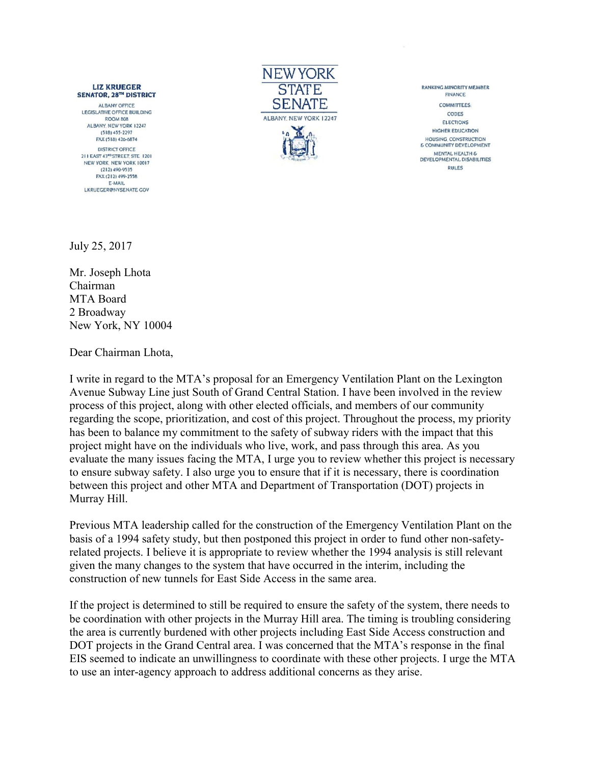**LIZ KRUEGER**
**SENATOR, 28TH DISTRICT**

ALBANY OFFICE
LEGISLATIVE OFFICE BUILDING
ROOM 808
ALBANY, NEW YORK 12247
(518) 455-2297
FAX (518) 426-6874

DISTRICT OFFICE
211 EAST 43RD STREET, STE. 1201
NEW YORK, NEW YORK 10017
(212) 490-9535
FAX (212) 499-2558
E-MAIL
LKRUEGER@NYSENATE.GOV

NEW YORK STATE SENATE
ALBANY, NEW YORK 12247

RANKING MINORITY MEMBER
FINANCE

COMMITTEES:
CODES
ELECTIONS
HIGHER EDUCATION
HOUSING, CONSTRUCTION & COMMUNITY DEVELOPMENT
MENTAL HEALTH & DEVELOPMENTAL DISABILITIES
RULES

July 25, 2017

Mr. Joseph Lhota
Chairman
MTA Board
2 Broadway
New York, NY 10004

Dear Chairman Lhota,

I write in regard to the MTA's proposal for an Emergency Ventilation Plant on the Lexington Avenue Subway Line just South of Grand Central Station. I have been involved in the review process of this project, along with other elected officials, and members of our community regarding the scope, prioritization, and cost of this project. Throughout the process, my priority has been to balance my commitment to the safety of subway riders with the impact that this project might have on the individuals who live, work, and pass through this area. As you evaluate the many issues facing the MTA, I urge you to review whether this project is necessary to ensure subway safety. I also urge you to ensure that if it is necessary, there is coordination between this project and other MTA and Department of Transportation (DOT) projects in Murray Hill.

Previous MTA leadership called for the construction of the Emergency Ventilation Plant on the basis of a 1994 safety study, but then postponed this project in order to fund other non-safety-related projects. I believe it is appropriate to review whether the 1994 analysis is still relevant given the many changes to the system that have occurred in the interim, including the construction of new tunnels for East Side Access in the same area.

If the project is determined to still be required to ensure the safety of the system, there needs to be coordination with other projects in the Murray Hill area. The timing is troubling considering the area is currently burdened with other projects including East Side Access construction and DOT projects in the Grand Central area. I was concerned that the MTA's response in the final EIS seemed to indicate an unwillingness to coordinate with these other projects. I urge the MTA to use an inter-agency approach to address additional concerns as they arise.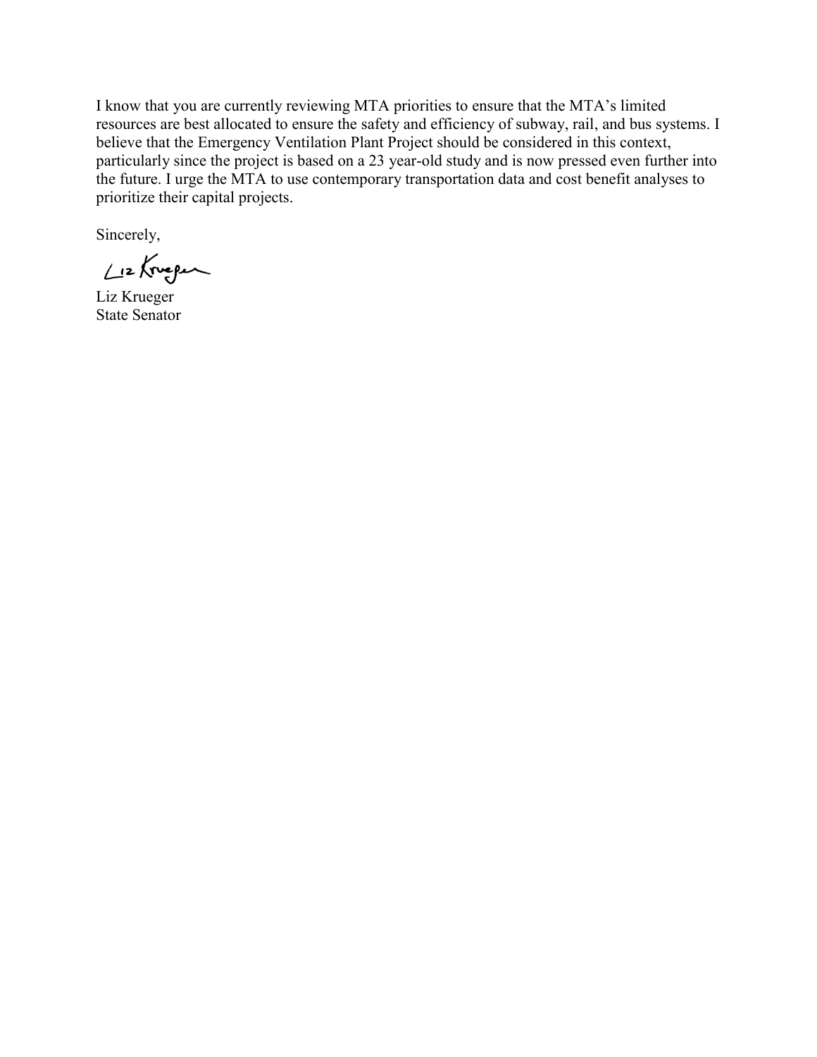I know that you are currently reviewing MTA priorities to ensure that the MTA's limited resources are best allocated to ensure the safety and efficiency of subway, rail, and bus systems. I believe that the Emergency Ventilation Plant Project should be considered in this context, particularly since the project is based on a 23 year-old study and is now pressed even further into the future. I urge the MTA to use contemporary transportation data and cost benefit analyses to prioritize their capital projects.

Sincerely,

Liz Krueger
State Senator